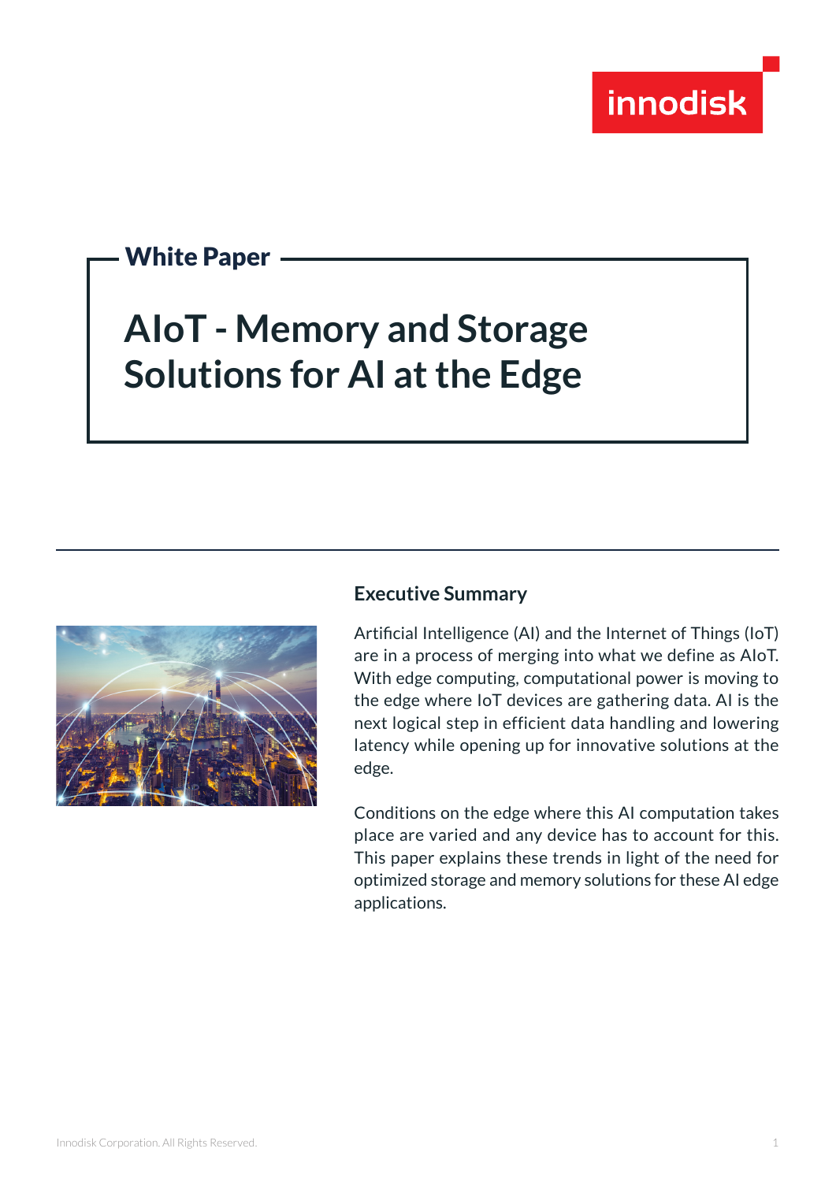innodisk

**White Paper**

# AIoT - Memory and Storage Solutions for AI at the Edge

## Executive Summary

Artificial Intelligence (AI) and the Internet of Things (IoT) are in a process of merging into what we define as AIoT. With edge computing, computational power is moving to the edge where IoT devices are gathering data. AI is the next logical step in efficient data handling and lowering latency while opening up for innovative solutions at the edge.

Conditions on the edge where this AI computation takes place are varied and any device has to account for this. This paper explains these trends in light of the need for optimized storage and memory solutions for these AI edge applications.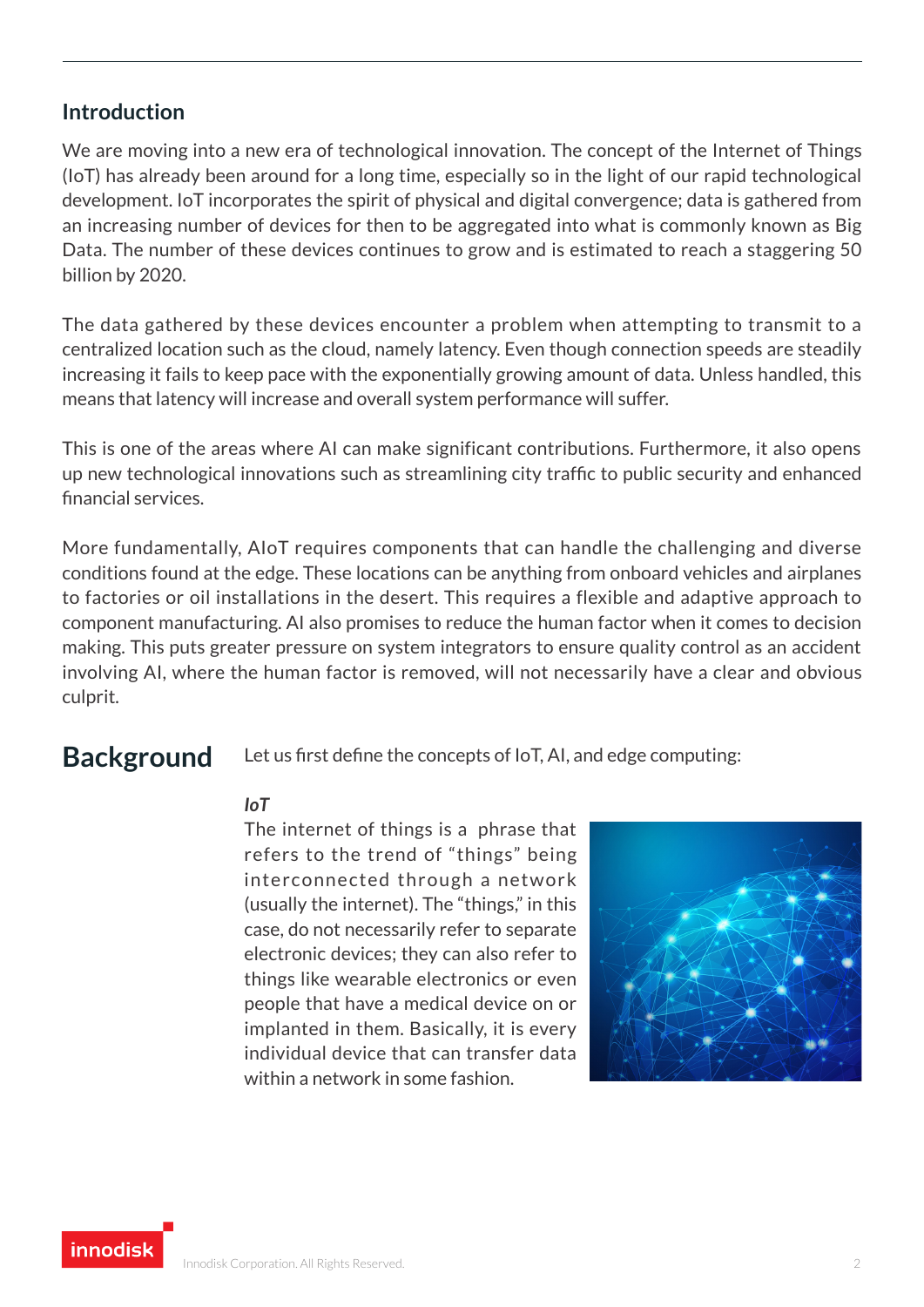## Introduction

We are moving into a new era of technological innovation. The concept of the Internet of Things (IoT) has already been around for a long time, especially so in the light of our rapid technological development. IoT incorporates the spirit of physical and digital convergence; data is gathered from an increasing number of devices for then to be aggregated into what is commonly known as Big Data. The number of these devices continues to grow and is estimated to reach a staggering 50 billion by 2020.

The data gathered by these devices encounter a problem when attempting to transmit to a centralized location such as the cloud, namely latency. Even though connection speeds are steadily increasing it fails to keep pace with the exponentially growing amount of data. Unless handled, this means that latency will increase and overall system performance will suffer.

This is one of the areas where AI can make significant contributions. Furthermore, it also opens up new technological innovations such as streamlining city traffic to public security and enhanced financial services.

More fundamentally, AIoT requires components that can handle the challenging and diverse conditions found at the edge. These locations can be anything from onboard vehicles and airplanes to factories or oil installations in the desert. This requires a flexible and adaptive approach to component manufacturing. AI also promises to reduce the human factor when it comes to decision making. This puts greater pressure on system integrators to ensure quality control as an accident involving AI, where the human factor is removed, will not necessarily have a clear and obvious culprit.

# Background

Let us first define the concepts of IoT, AI, and edge computing:

***IoT***

The internet of things is a phrase that refers to the trend of "things" being interconnected through a network (usually the internet). The "things," in this case, do not necessarily refer to separate electronic devices; they can also refer to things like wearable electronics or even people that have a medical device on or implanted in them. Basically, it is every individual device that can transfer data within a network in some fashion.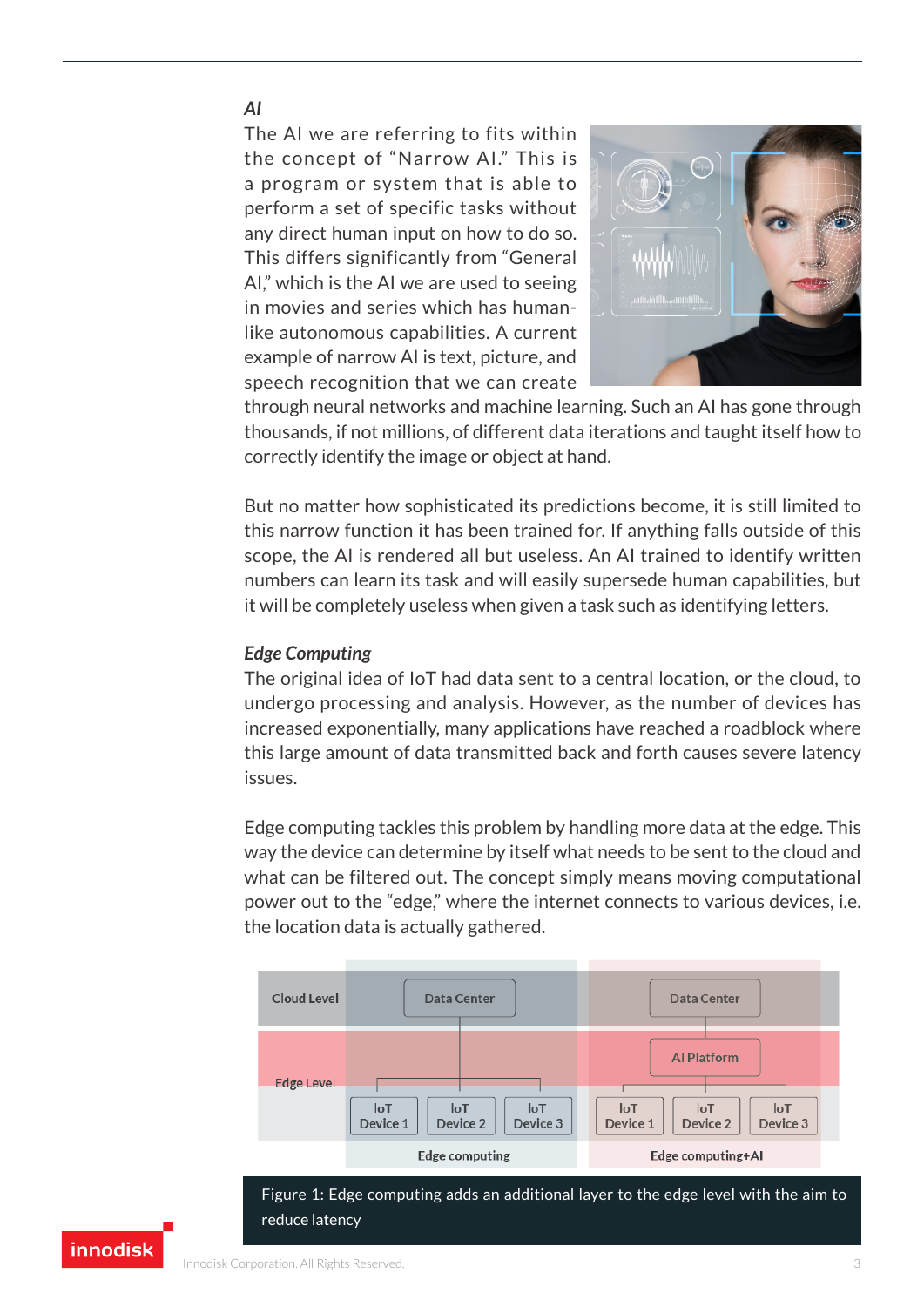### *AI*

The AI we are referring to fits within the concept of "Narrow AI." This is a program or system that is able to perform a set of specific tasks without any direct human input on how to do so. This differs significantly from "General AI," which is the AI we are used to seeing in movies and series which has human-like autonomous capabilities. A current example of narrow AI is text, picture, and speech recognition that we can create through neural networks and machine learning. Such an AI has gone through thousands, if not millions, of different data iterations and taught itself how to correctly identify the image or object at hand.

But no matter how sophisticated its predictions become, it is still limited to this narrow function it has been trained for. If anything falls outside of this scope, the AI is rendered all but useless. An AI trained to identify written numbers can learn its task and will easily supersede human capabilities, but it will be completely useless when given a task such as identifying letters.

### *Edge Computing*

The original idea of IoT had data sent to a central location, or the cloud, to undergo processing and analysis. However, as the number of devices has increased exponentially, many applications have reached a roadblock where this large amount of data transmitted back and forth causes severe latency issues.

Edge computing tackles this problem by handling more data at the edge. This way the device can determine by itself what needs to be sent to the cloud and what can be filtered out. The concept simply means moving computational power out to the "edge," where the internet connects to various devices, i.e. the location data is actually gathered.

| | Edge computing | Edge computing+AI |
|---|---|---|
| Cloud Level | Data Center | Data Center |
| Edge Level | | AI Platform |
| | IoT Device 1, IoT Device 2, IoT Device 3 | IoT Device 1, IoT Device 2, IoT Device 3 |

Figure 1: Edge computing adds an additional layer to the edge level with the aim to reduce latency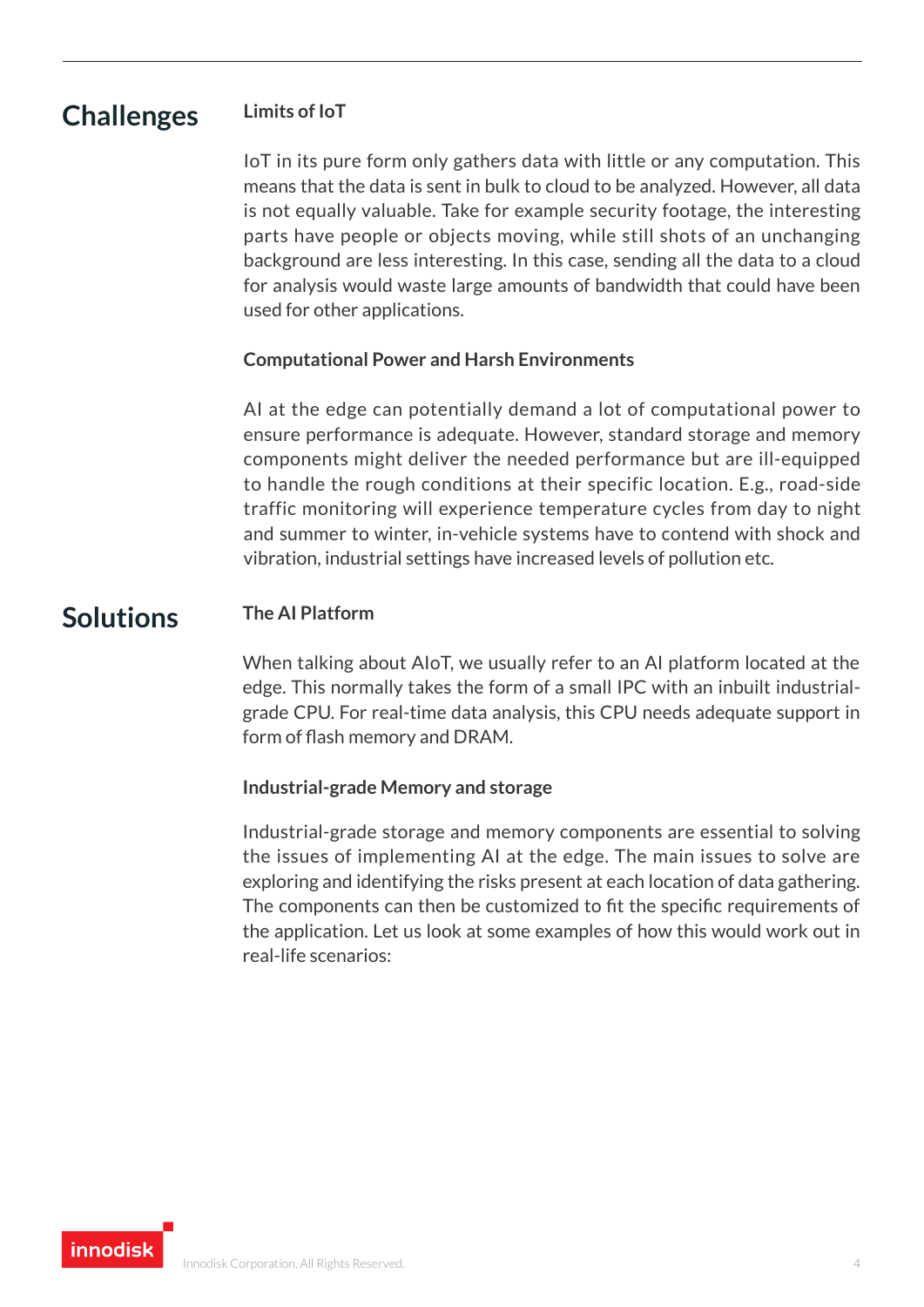## Challenges

### Limits of IoT

IoT in its pure form only gathers data with little or any computation. This means that the data is sent in bulk to cloud to be analyzed. However, all data is not equally valuable. Take for example security footage, the interesting parts have people or objects moving, while still shots of an unchanging background are less interesting. In this case, sending all the data to a cloud for analysis would waste large amounts of bandwidth that could have been used for other applications.

### Computational Power and Harsh Environments

AI at the edge can potentially demand a lot of computational power to ensure performance is adequate. However, standard storage and memory components might deliver the needed performance but are ill-equipped to handle the rough conditions at their specific location. E.g., road-side traffic monitoring will experience temperature cycles from day to night and summer to winter, in-vehicle systems have to contend with shock and vibration, industrial settings have increased levels of pollution etc.

## Solutions

### The AI Platform

When talking about AIoT, we usually refer to an AI platform located at the edge. This normally takes the form of a small IPC with an inbuilt industrial-grade CPU. For real-time data analysis, this CPU needs adequate support in form of flash memory and DRAM.

### Industrial-grade Memory and storage

Industrial-grade storage and memory components are essential to solving the issues of implementing AI at the edge. The main issues to solve are exploring and identifying the risks present at each location of data gathering. The components can then be customized to fit the specific requirements of the application. Let us look at some examples of how this would work out in real-life scenarios: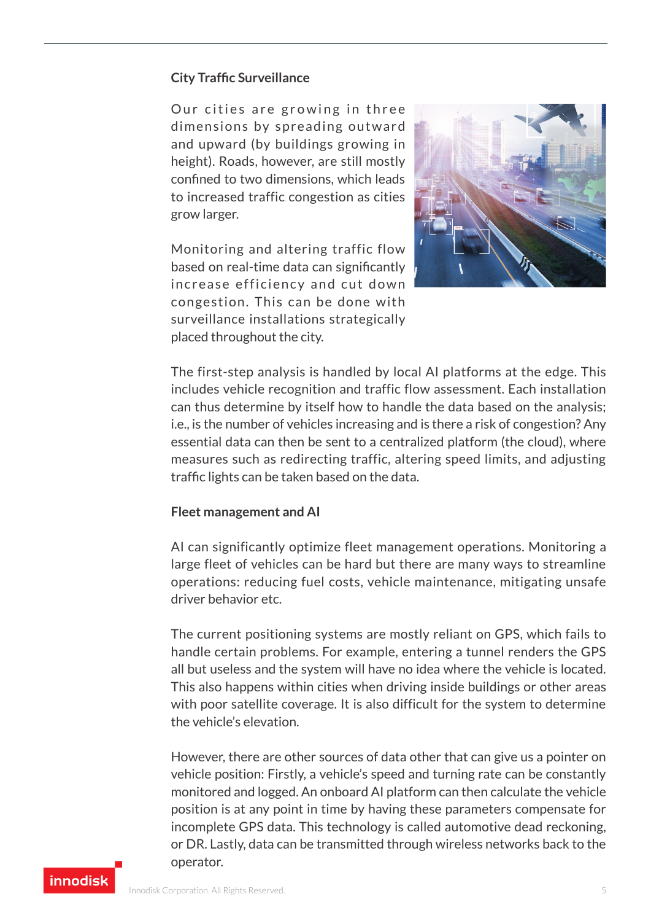### City Traffic Surveillance

Our cities are growing in three dimensions by spreading outward and upward (by buildings growing in height). Roads, however, are still mostly confined to two dimensions, which leads to increased traffic congestion as cities grow larger.

Monitoring and altering traffic flow based on real-time data can significantly increase efficiency and cut down congestion. This can be done with surveillance installations strategically placed throughout the city.

The first-step analysis is handled by local AI platforms at the edge. This includes vehicle recognition and traffic flow assessment. Each installation can thus determine by itself how to handle the data based on the analysis; i.e., is the number of vehicles increasing and is there a risk of congestion? Any essential data can then be sent to a centralized platform (the cloud), where measures such as redirecting traffic, altering speed limits, and adjusting traffic lights can be taken based on the data.

### Fleet management and AI

AI can significantly optimize fleet management operations. Monitoring a large fleet of vehicles can be hard but there are many ways to streamline operations: reducing fuel costs, vehicle maintenance, mitigating unsafe driver behavior etc.

The current positioning systems are mostly reliant on GPS, which fails to handle certain problems. For example, entering a tunnel renders the GPS all but useless and the system will have no idea where the vehicle is located. This also happens within cities when driving inside buildings or other areas with poor satellite coverage. It is also difficult for the system to determine the vehicle's elevation.

However, there are other sources of data other that can give us a pointer on vehicle position: Firstly, a vehicle's speed and turning rate can be constantly monitored and logged. An onboard AI platform can then calculate the vehicle position is at any point in time by having these parameters compensate for incomplete GPS data. This technology is called automotive dead reckoning, or DR. Lastly, data can be transmitted through wireless networks back to the operator.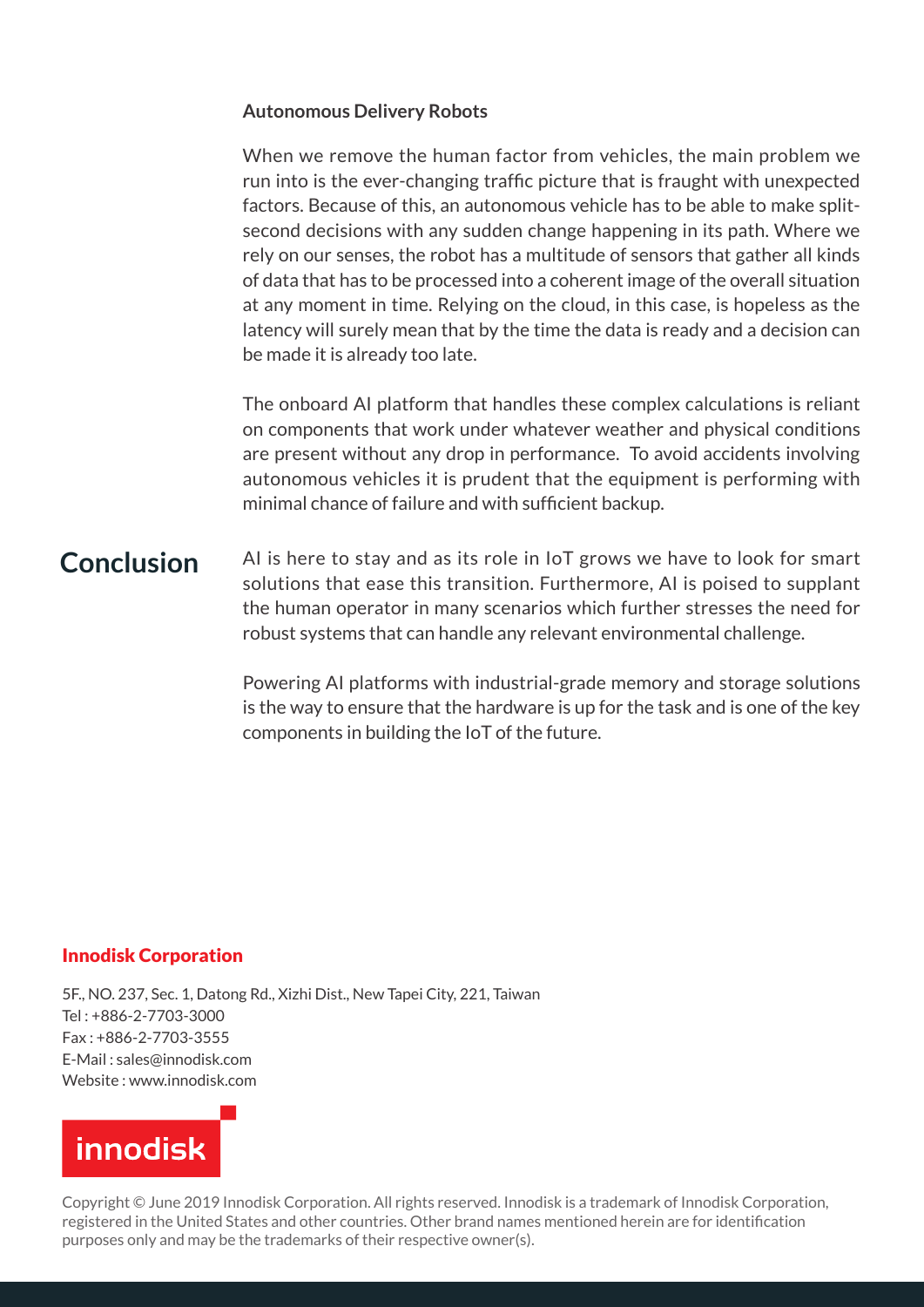### Autonomous Delivery Robots

When we remove the human factor from vehicles, the main problem we run into is the ever-changing traffic picture that is fraught with unexpected factors. Because of this, an autonomous vehicle has to be able to make split-second decisions with any sudden change happening in its path. Where we rely on our senses, the robot has a multitude of sensors that gather all kinds of data that has to be processed into a coherent image of the overall situation at any moment in time. Relying on the cloud, in this case, is hopeless as the latency will surely mean that by the time the data is ready and a decision can be made it is already too late.

The onboard AI platform that handles these complex calculations is reliant on components that work under whatever weather and physical conditions are present without any drop in performance. To avoid accidents involving autonomous vehicles it is prudent that the equipment is performing with minimal chance of failure and with sufficient backup.

## Conclusion

AI is here to stay and as its role in IoT grows we have to look for smart solutions that ease this transition. Furthermore, AI is poised to supplant the human operator in many scenarios which further stresses the need for robust systems that can handle any relevant environmental challenge.

Powering AI platforms with industrial-grade memory and storage solutions is the way to ensure that the hardware is up for the task and is one of the key components in building the IoT of the future.

**Innodisk Corporation**

5F., NO. 237, Sec. 1, Datong Rd., Xizhi Dist., New Tapei City, 221, Taiwan
Tel : +886-2-7703-3000
Fax : +886-2-7703-3555
E-Mail : sales@innodisk.com
Website : www.innodisk.com

innodisk

Copyright © June 2019 Innodisk Corporation. All rights reserved. Innodisk is a trademark of Innodisk Corporation, registered in the United States and other countries. Other brand names mentioned herein are for identification purposes only and may be the trademarks of their respective owner(s).